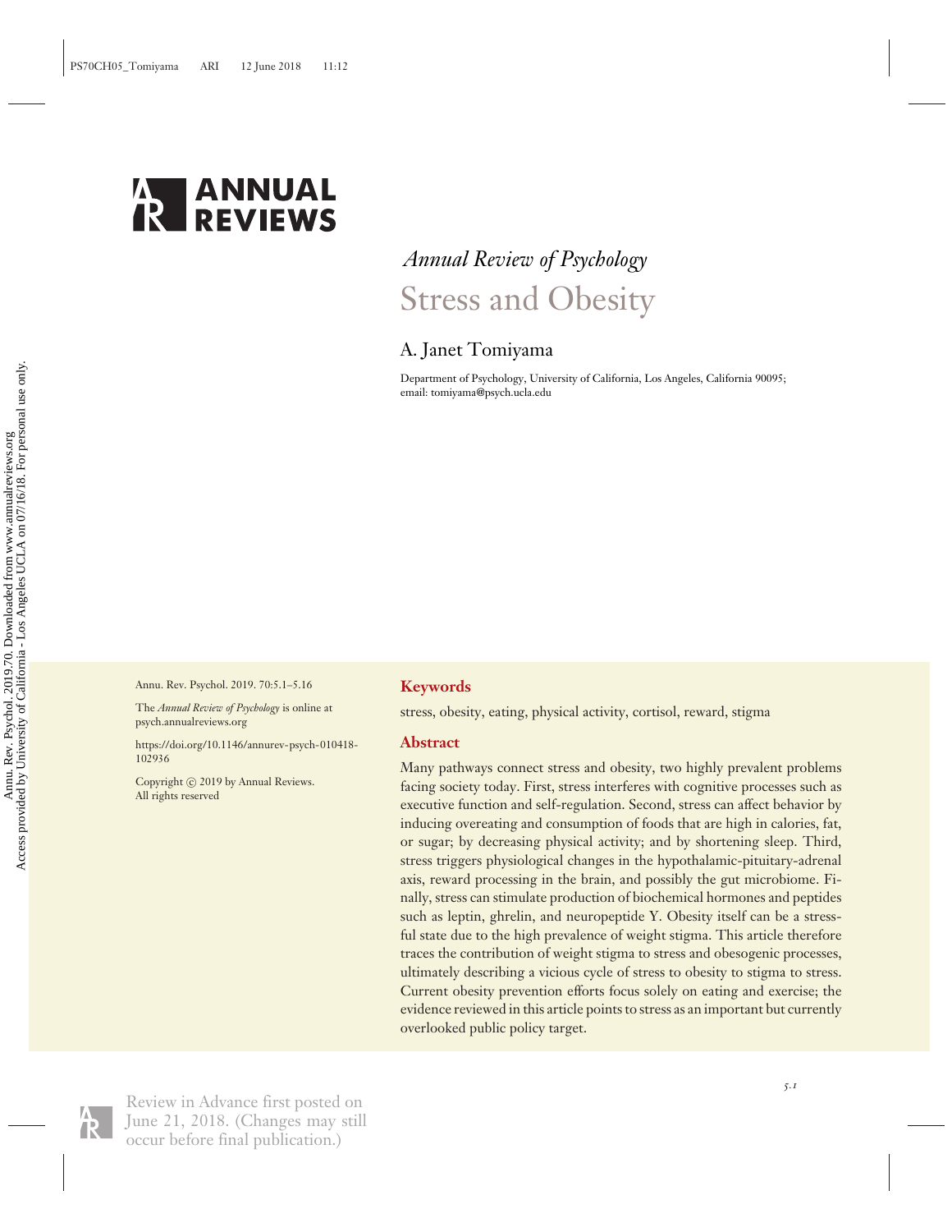# Annual Review of Psychology
# Stress and Obesity

A. Janet Tomiyama

Department of Psychology, University of California, Los Angeles, California 90095; email: tomiyama@psych.ucla.edu

Annu. Rev. Psychol. 2019. 70:5.1–5.16

The *Annual Review of Psychology* is online at psych.annualreviews.org

https://doi.org/10.1146/annurev-psych-010418-102936

Copyright © 2019 by Annual Reviews. All rights reserved

## Keywords

stress, obesity, eating, physical activity, cortisol, reward, stigma

## Abstract

Many pathways connect stress and obesity, two highly prevalent problems facing society today. First, stress interferes with cognitive processes such as executive function and self-regulation. Second, stress can affect behavior by inducing overeating and consumption of foods that are high in calories, fat, or sugar; by decreasing physical activity; and by shortening sleep. Third, stress triggers physiological changes in the hypothalamic-pituitary-adrenal axis, reward processing in the brain, and possibly the gut microbiome. Finally, stress can stimulate production of biochemical hormones and peptides such as leptin, ghrelin, and neuropeptide Y. Obesity itself can be a stressful state due to the high prevalence of weight stigma. This article therefore traces the contribution of weight stigma to stress and obesogenic processes, ultimately describing a vicious cycle of stress to obesity to stigma to stress. Current obesity prevention efforts focus solely on eating and exercise; the evidence reviewed in this article points to stress as an important but currently overlooked public policy target.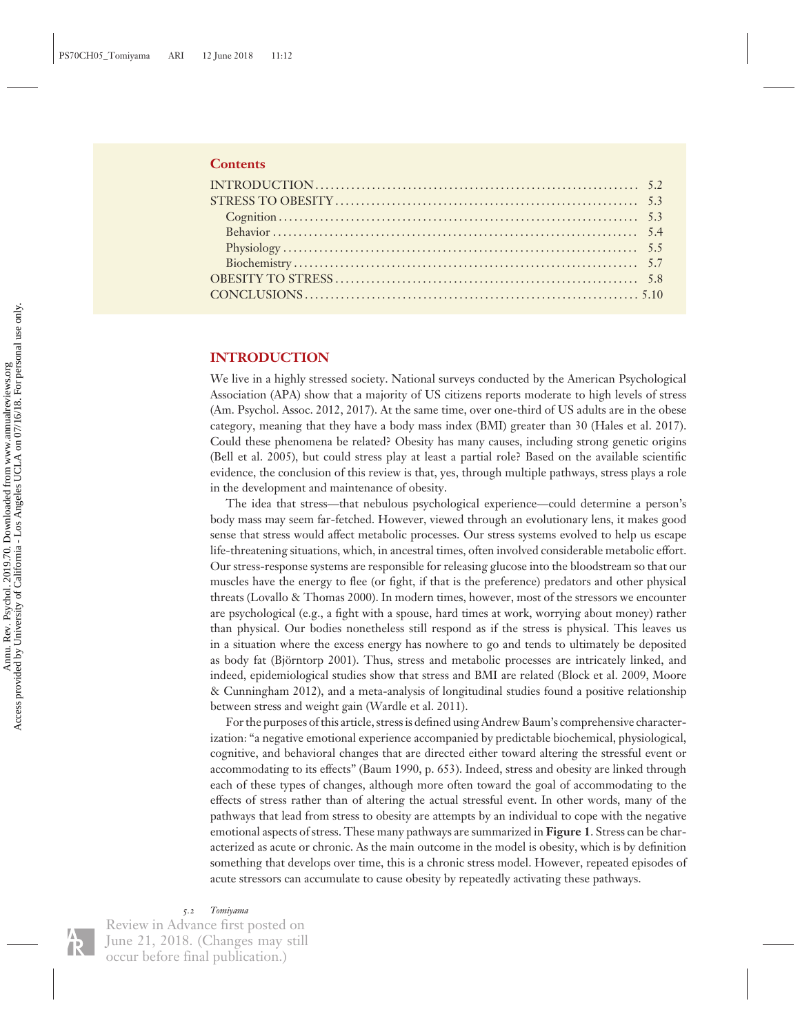**Contents**

| | |
|---|---|
| INTRODUCTION | 5.2 |
| STRESS TO OBESITY | 5.3 |
| Cognition | 5.3 |
| Behavior | 5.4 |
| Physiology | 5.5 |
| Biochemistry | 5.7 |
| OBESITY TO STRESS | 5.8 |
| CONCLUSIONS | 5.10 |

## INTRODUCTION

We live in a highly stressed society. National surveys conducted by the American Psychological Association (APA) show that a majority of US citizens reports moderate to high levels of stress (Am. Psychol. Assoc. 2012, 2017). At the same time, over one-third of US adults are in the obese category, meaning that they have a body mass index (BMI) greater than 30 (Hales et al. 2017). Could these phenomena be related? Obesity has many causes, including strong genetic origins (Bell et al. 2005), but could stress play at least a partial role? Based on the available scientific evidence, the conclusion of this review is that, yes, through multiple pathways, stress plays a role in the development and maintenance of obesity.

The idea that stress—that nebulous psychological experience—could determine a person's body mass may seem far-fetched. However, viewed through an evolutionary lens, it makes good sense that stress would affect metabolic processes. Our stress systems evolved to help us escape life-threatening situations, which, in ancestral times, often involved considerable metabolic effort. Our stress-response systems are responsible for releasing glucose into the bloodstream so that our muscles have the energy to flee (or fight, if that is the preference) predators and other physical threats (Lovallo & Thomas 2000). In modern times, however, most of the stressors we encounter are psychological (e.g., a fight with a spouse, hard times at work, worrying about money) rather than physical. Our bodies nonetheless still respond as if the stress is physical. This leaves us in a situation where the excess energy has nowhere to go and tends to ultimately be deposited as body fat (Björntorp 2001). Thus, stress and metabolic processes are intricately linked, and indeed, epidemiological studies show that stress and BMI are related (Block et al. 2009, Moore & Cunningham 2012), and a meta-analysis of longitudinal studies found a positive relationship between stress and weight gain (Wardle et al. 2011).

For the purposes of this article, stress is defined using Andrew Baum's comprehensive characterization: "a negative emotional experience accompanied by predictable biochemical, physiological, cognitive, and behavioral changes that are directed either toward altering the stressful event or accommodating to its effects" (Baum 1990, p. 653). Indeed, stress and obesity are linked through each of these types of changes, although more often toward the goal of accommodating to the effects of stress rather than of altering the actual stressful event. In other words, many of the pathways that lead from stress to obesity are attempts by an individual to cope with the negative emotional aspects of stress. These many pathways are summarized in **Figure 1**. Stress can be characterized as acute or chronic. As the main outcome in the model is obesity, which is by definition something that develops over time, this is a chronic stress model. However, repeated episodes of acute stressors can accumulate to cause obesity by repeatedly activating these pathways.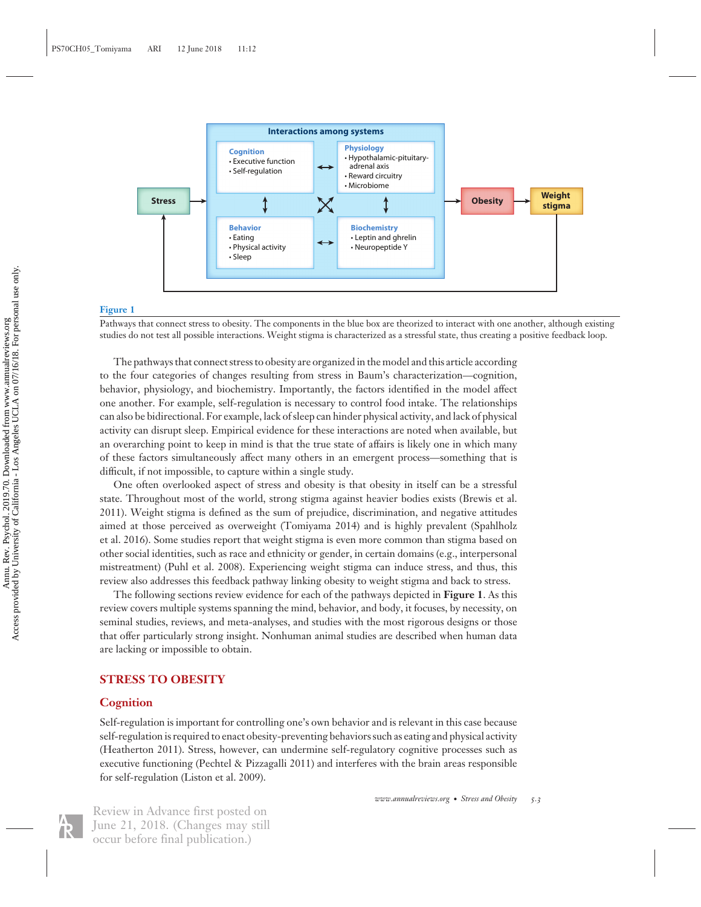**Figure 1**

Pathways that connect stress to obesity. The components in the blue box are theorized to interact with one another, although existing studies do not test all possible interactions. Weight stigma is characterized as a stressful state, thus creating a positive feedback loop.

The pathways that connect stress to obesity are organized in the model and this article according to the four categories of changes resulting from stress in Baum's characterization—cognition, behavior, physiology, and biochemistry. Importantly, the factors identified in the model affect one another. For example, self-regulation is necessary to control food intake. The relationships can also be bidirectional. For example, lack of sleep can hinder physical activity, and lack of physical activity can disrupt sleep. Empirical evidence for these interactions are noted when available, but an overarching point to keep in mind is that the true state of affairs is likely one in which many of these factors simultaneously affect many others in an emergent process—something that is difficult, if not impossible, to capture within a single study.

One often overlooked aspect of stress and obesity is that obesity in itself can be a stressful state. Throughout most of the world, strong stigma against heavier bodies exists (Brewis et al. 2011). Weight stigma is defined as the sum of prejudice, discrimination, and negative attitudes aimed at those perceived as overweight (Tomiyama 2014) and is highly prevalent (Spahlholz et al. 2016). Some studies report that weight stigma is even more common than stigma based on other social identities, such as race and ethnicity or gender, in certain domains (e.g., interpersonal mistreatment) (Puhl et al. 2008). Experiencing weight stigma can induce stress, and thus, this review also addresses this feedback pathway linking obesity to weight stigma and back to stress.

The following sections review evidence for each of the pathways depicted in **Figure 1**. As this review covers multiple systems spanning the mind, behavior, and body, it focuses, by necessity, on seminal studies, reviews, and meta-analyses, and studies with the most rigorous designs or those that offer particularly strong insight. Nonhuman animal studies are described when human data are lacking or impossible to obtain.

## STRESS TO OBESITY

### Cognition

Self-regulation is important for controlling one's own behavior and is relevant in this case because self-regulation is required to enact obesity-preventing behaviors such as eating and physical activity (Heatherton 2011). Stress, however, can undermine self-regulatory cognitive processes such as executive functioning (Pechtel & Pizzagalli 2011) and interferes with the brain areas responsible for self-regulation (Liston et al. 2009).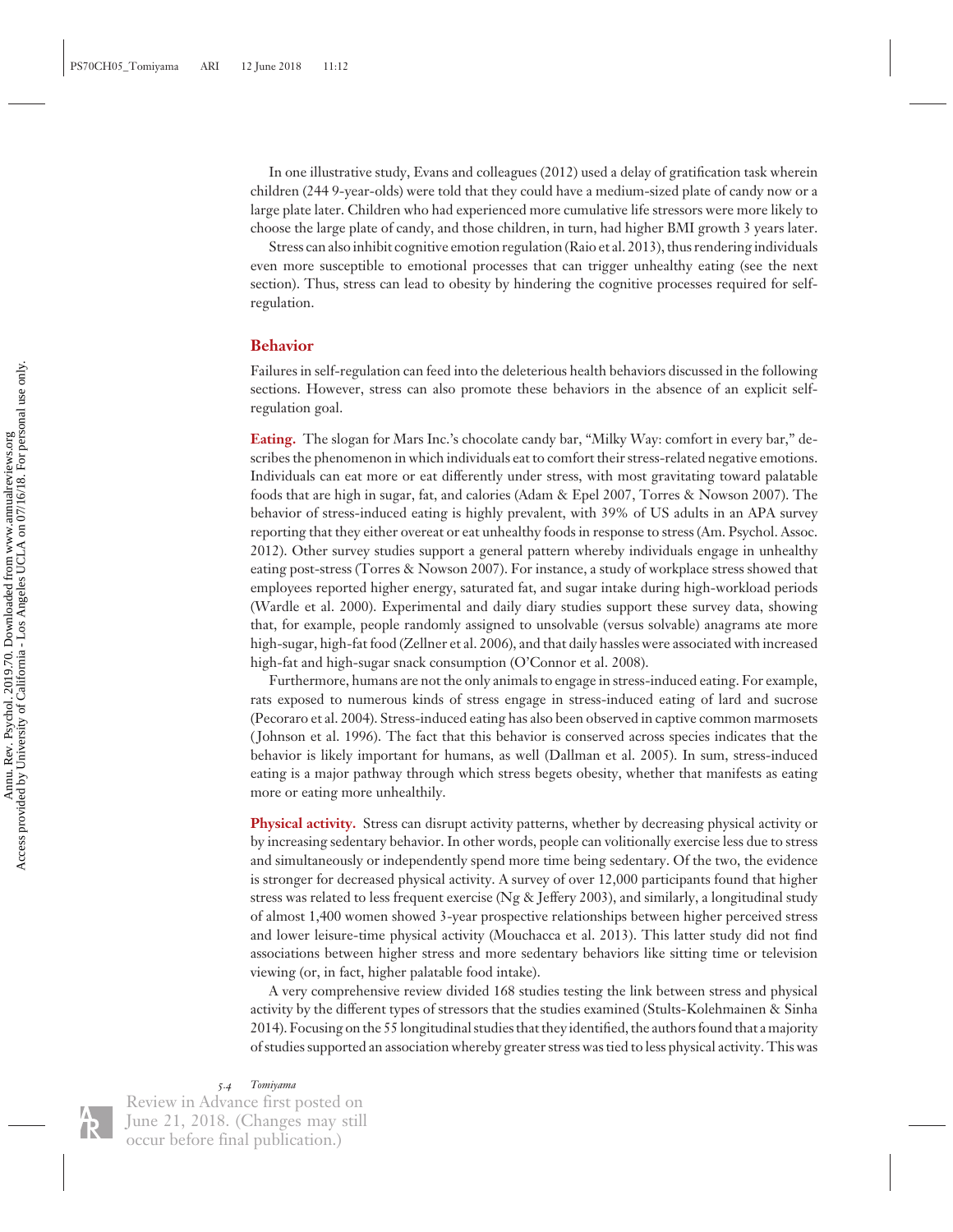In one illustrative study, Evans and colleagues (2012) used a delay of gratification task wherein children (244 9-year-olds) were told that they could have a medium-sized plate of candy now or a large plate later. Children who had experienced more cumulative life stressors were more likely to choose the large plate of candy, and those children, in turn, had higher BMI growth 3 years later.

Stress can also inhibit cognitive emotion regulation (Raio et al. 2013), thus rendering individuals even more susceptible to emotional processes that can trigger unhealthy eating (see the next section). Thus, stress can lead to obesity by hindering the cognitive processes required for self-regulation.

## Behavior

Failures in self-regulation can feed into the deleterious health behaviors discussed in the following sections. However, stress can also promote these behaviors in the absence of an explicit self-regulation goal.

**Eating.** The slogan for Mars Inc.'s chocolate candy bar, "Milky Way: comfort in every bar," describes the phenomenon in which individuals eat to comfort their stress-related negative emotions. Individuals can eat more or eat differently under stress, with most gravitating toward palatable foods that are high in sugar, fat, and calories (Adam & Epel 2007, Torres & Nowson 2007). The behavior of stress-induced eating is highly prevalent, with 39% of US adults in an APA survey reporting that they either overeat or eat unhealthy foods in response to stress (Am. Psychol. Assoc. 2012). Other survey studies support a general pattern whereby individuals engage in unhealthy eating post-stress (Torres & Nowson 2007). For instance, a study of workplace stress showed that employees reported higher energy, saturated fat, and sugar intake during high-workload periods (Wardle et al. 2000). Experimental and daily diary studies support these survey data, showing that, for example, people randomly assigned to unsolvable (versus solvable) anagrams ate more high-sugar, high-fat food (Zellner et al. 2006), and that daily hassles were associated with increased high-fat and high-sugar snack consumption (O'Connor et al. 2008).

Furthermore, humans are not the only animals to engage in stress-induced eating. For example, rats exposed to numerous kinds of stress engage in stress-induced eating of lard and sucrose (Pecoraro et al. 2004). Stress-induced eating has also been observed in captive common marmosets (Johnson et al. 1996). The fact that this behavior is conserved across species indicates that the behavior is likely important for humans, as well (Dallman et al. 2005). In sum, stress-induced eating is a major pathway through which stress begets obesity, whether that manifests as eating more or eating more unhealthily.

**Physical activity.** Stress can disrupt activity patterns, whether by decreasing physical activity or by increasing sedentary behavior. In other words, people can volitionally exercise less due to stress and simultaneously or independently spend more time being sedentary. Of the two, the evidence is stronger for decreased physical activity. A survey of over 12,000 participants found that higher stress was related to less frequent exercise (Ng & Jeffery 2003), and similarly, a longitudinal study of almost 1,400 women showed 3-year prospective relationships between higher perceived stress and lower leisure-time physical activity (Mouchacca et al. 2013). This latter study did not find associations between higher stress and more sedentary behaviors like sitting time or television viewing (or, in fact, higher palatable food intake).

A very comprehensive review divided 168 studies testing the link between stress and physical activity by the different types of stressors that the studies examined (Stults-Kolehmainen & Sinha 2014). Focusing on the 55 longitudinal studies that they identified, the authors found that a majority of studies supported an association whereby greater stress was tied to less physical activity. This was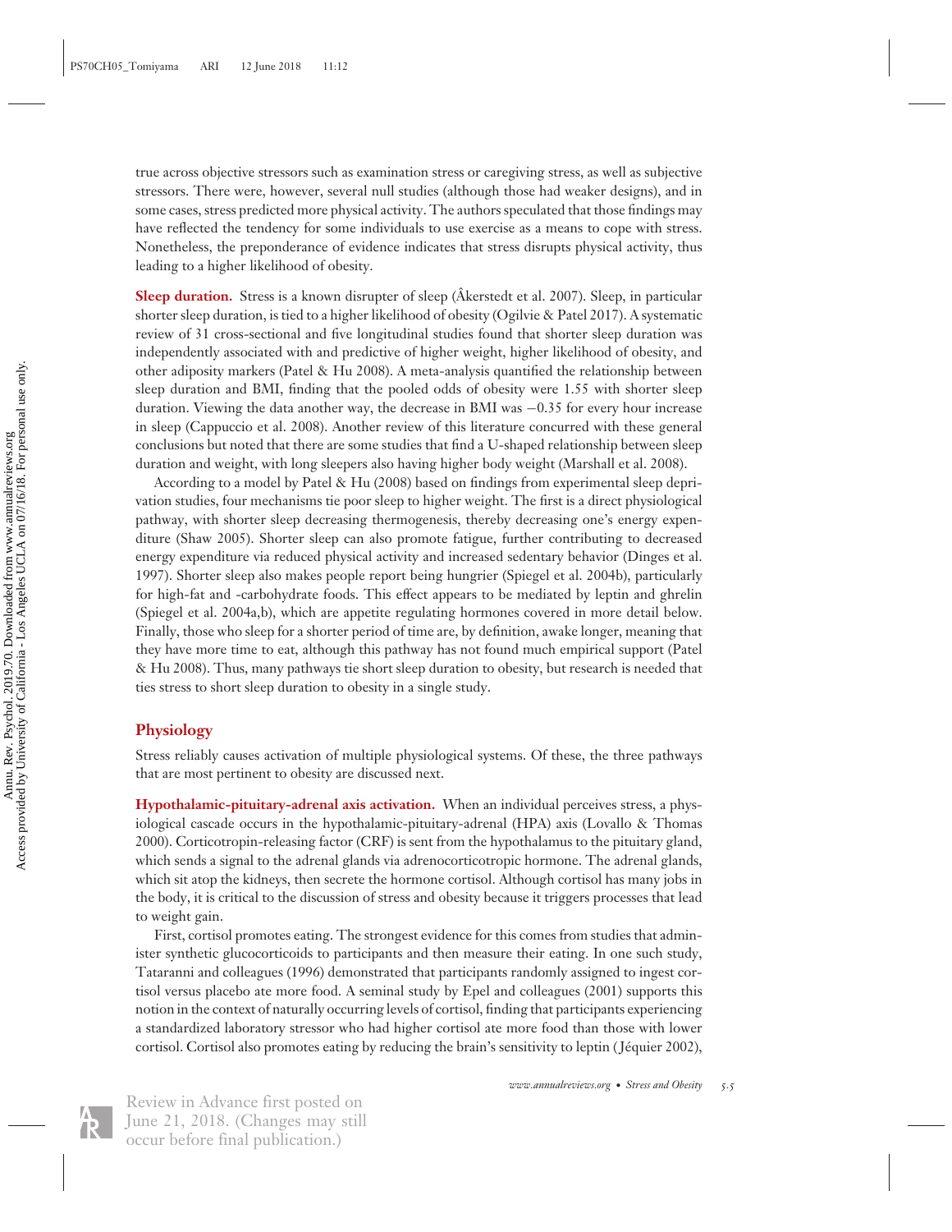true across objective stressors such as examination stress or caregiving stress, as well as subjective stressors. There were, however, several null studies (although those had weaker designs), and in some cases, stress predicted more physical activity. The authors speculated that those findings may have reflected the tendency for some individuals to use exercise as a means to cope with stress. Nonetheless, the preponderance of evidence indicates that stress disrupts physical activity, thus leading to a higher likelihood of obesity.

**Sleep duration.** Stress is a known disrupter of sleep (Âkerstedt et al. 2007). Sleep, in particular shorter sleep duration, is tied to a higher likelihood of obesity (Ogilvie & Patel 2017). A systematic review of 31 cross-sectional and five longitudinal studies found that shorter sleep duration was independently associated with and predictive of higher weight, higher likelihood of obesity, and other adiposity markers (Patel & Hu 2008). A meta-analysis quantified the relationship between sleep duration and BMI, finding that the pooled odds of obesity were 1.55 with shorter sleep duration. Viewing the data another way, the decrease in BMI was −0.35 for every hour increase in sleep (Cappuccio et al. 2008). Another review of this literature concurred with these general conclusions but noted that there are some studies that find a U-shaped relationship between sleep duration and weight, with long sleepers also having higher body weight (Marshall et al. 2008).

According to a model by Patel & Hu (2008) based on findings from experimental sleep deprivation studies, four mechanisms tie poor sleep to higher weight. The first is a direct physiological pathway, with shorter sleep decreasing thermogenesis, thereby decreasing one's energy expenditure (Shaw 2005). Shorter sleep can also promote fatigue, further contributing to decreased energy expenditure via reduced physical activity and increased sedentary behavior (Dinges et al. 1997). Shorter sleep also makes people report being hungrier (Spiegel et al. 2004b), particularly for high-fat and -carbohydrate foods. This effect appears to be mediated by leptin and ghrelin (Spiegel et al. 2004a,b), which are appetite regulating hormones covered in more detail below. Finally, those who sleep for a shorter period of time are, by definition, awake longer, meaning that they have more time to eat, although this pathway has not found much empirical support (Patel & Hu 2008). Thus, many pathways tie short sleep duration to obesity, but research is needed that ties stress to short sleep duration to obesity in a single study.

### Physiology

Stress reliably causes activation of multiple physiological systems. Of these, the three pathways that are most pertinent to obesity are discussed next.

**Hypothalamic-pituitary-adrenal axis activation.** When an individual perceives stress, a physiological cascade occurs in the hypothalamic-pituitary-adrenal (HPA) axis (Lovallo & Thomas 2000). Corticotropin-releasing factor (CRF) is sent from the hypothalamus to the pituitary gland, which sends a signal to the adrenal glands via adrenocorticotropic hormone. The adrenal glands, which sit atop the kidneys, then secrete the hormone cortisol. Although cortisol has many jobs in the body, it is critical to the discussion of stress and obesity because it triggers processes that lead to weight gain.

First, cortisol promotes eating. The strongest evidence for this comes from studies that administer synthetic glucocorticoids to participants and then measure their eating. In one such study, Tataranni and colleagues (1996) demonstrated that participants randomly assigned to ingest cortisol versus placebo ate more food. A seminal study by Epel and colleagues (2001) supports this notion in the context of naturally occurring levels of cortisol, finding that participants experiencing a standardized laboratory stressor who had higher cortisol ate more food than those with lower cortisol. Cortisol also promotes eating by reducing the brain's sensitivity to leptin (Jéquier 2002),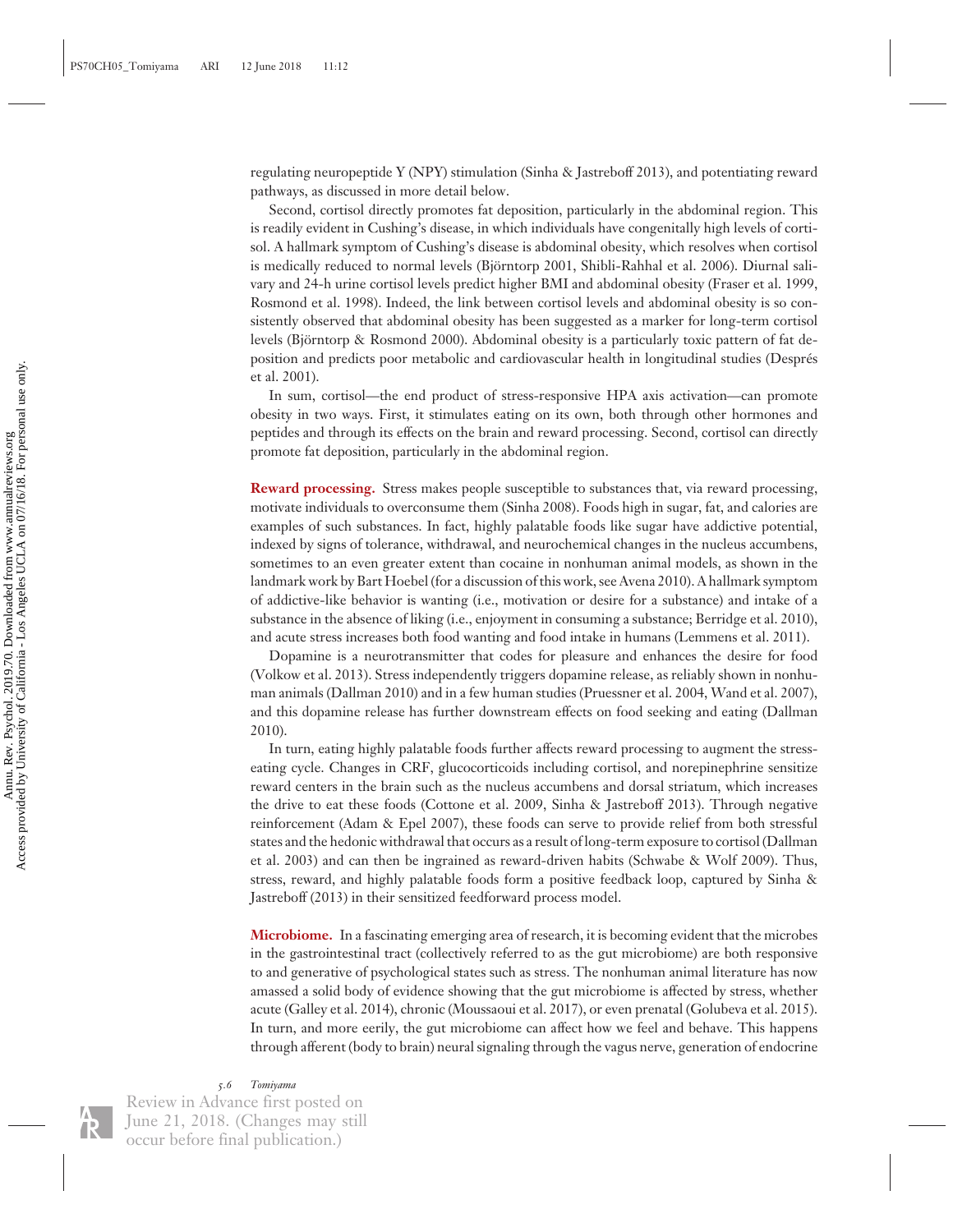regulating neuropeptide Y (NPY) stimulation (Sinha & Jastreboff 2013), and potentiating reward pathways, as discussed in more detail below.

Second, cortisol directly promotes fat deposition, particularly in the abdominal region. This is readily evident in Cushing's disease, in which individuals have congenitally high levels of cortisol. A hallmark symptom of Cushing's disease is abdominal obesity, which resolves when cortisol is medically reduced to normal levels (Björntorp 2001, Shibli-Rahhal et al. 2006). Diurnal salivary and 24-h urine cortisol levels predict higher BMI and abdominal obesity (Fraser et al. 1999, Rosmond et al. 1998). Indeed, the link between cortisol levels and abdominal obesity is so consistently observed that abdominal obesity has been suggested as a marker for long-term cortisol levels (Björntorp & Rosmond 2000). Abdominal obesity is a particularly toxic pattern of fat deposition and predicts poor metabolic and cardiovascular health in longitudinal studies (Després et al. 2001).

In sum, cortisol—the end product of stress-responsive HPA axis activation—can promote obesity in two ways. First, it stimulates eating on its own, both through other hormones and peptides and through its effects on the brain and reward processing. Second, cortisol can directly promote fat deposition, particularly in the abdominal region.

**Reward processing.** Stress makes people susceptible to substances that, via reward processing, motivate individuals to overconsume them (Sinha 2008). Foods high in sugar, fat, and calories are examples of such substances. In fact, highly palatable foods like sugar have addictive potential, indexed by signs of tolerance, withdrawal, and neurochemical changes in the nucleus accumbens, sometimes to an even greater extent than cocaine in nonhuman animal models, as shown in the landmark work by Bart Hoebel (for a discussion of this work, see Avena 2010). A hallmark symptom of addictive-like behavior is wanting (i.e., motivation or desire for a substance) and intake of a substance in the absence of liking (i.e., enjoyment in consuming a substance; Berridge et al. 2010), and acute stress increases both food wanting and food intake in humans (Lemmens et al. 2011).

Dopamine is a neurotransmitter that codes for pleasure and enhances the desire for food (Volkow et al. 2013). Stress independently triggers dopamine release, as reliably shown in nonhuman animals (Dallman 2010) and in a few human studies (Pruessner et al. 2004, Wand et al. 2007), and this dopamine release has further downstream effects on food seeking and eating (Dallman 2010).

In turn, eating highly palatable foods further affects reward processing to augment the stress-eating cycle. Changes in CRF, glucocorticoids including cortisol, and norepinephrine sensitize reward centers in the brain such as the nucleus accumbens and dorsal striatum, which increases the drive to eat these foods (Cottone et al. 2009, Sinha & Jastreboff 2013). Through negative reinforcement (Adam & Epel 2007), these foods can serve to provide relief from both stressful states and the hedonic withdrawal that occurs as a result of long-term exposure to cortisol (Dallman et al. 2003) and can then be ingrained as reward-driven habits (Schwabe & Wolf 2009). Thus, stress, reward, and highly palatable foods form a positive feedback loop, captured by Sinha & Jastreboff (2013) in their sensitized feedforward process model.

**Microbiome.** In a fascinating emerging area of research, it is becoming evident that the microbes in the gastrointestinal tract (collectively referred to as the gut microbiome) are both responsive to and generative of psychological states such as stress. The nonhuman animal literature has now amassed a solid body of evidence showing that the gut microbiome is affected by stress, whether acute (Galley et al. 2014), chronic (Moussaoui et al. 2017), or even prenatal (Golubeva et al. 2015). In turn, and more eerily, the gut microbiome can affect how we feel and behave. This happens through afferent (body to brain) neural signaling through the vagus nerve, generation of endocrine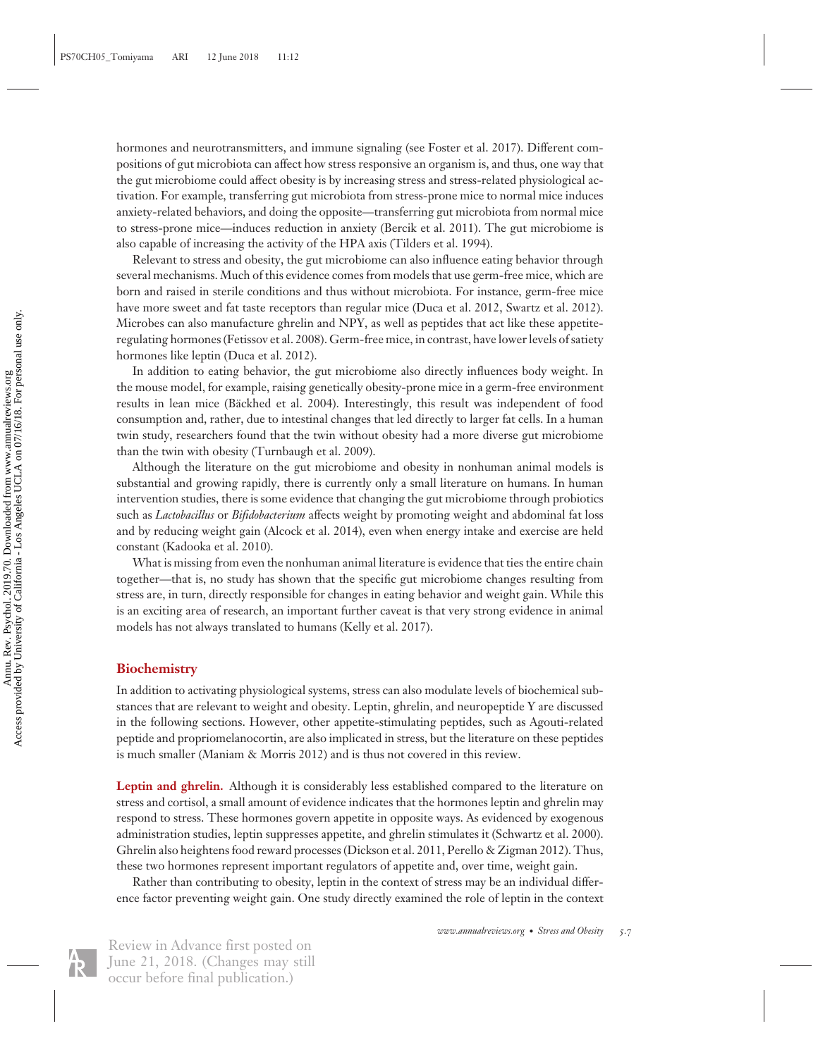hormones and neurotransmitters, and immune signaling (see Foster et al. 2017). Different compositions of gut microbiota can affect how stress responsive an organism is, and thus, one way that the gut microbiome could affect obesity is by increasing stress and stress-related physiological activation. For example, transferring gut microbiota from stress-prone mice to normal mice induces anxiety-related behaviors, and doing the opposite—transferring gut microbiota from normal mice to stress-prone mice—induces reduction in anxiety (Bercik et al. 2011). The gut microbiome is also capable of increasing the activity of the HPA axis (Tilders et al. 1994).

Relevant to stress and obesity, the gut microbiome can also influence eating behavior through several mechanisms. Much of this evidence comes from models that use germ-free mice, which are born and raised in sterile conditions and thus without microbiota. For instance, germ-free mice have more sweet and fat taste receptors than regular mice (Duca et al. 2012, Swartz et al. 2012). Microbes can also manufacture ghrelin and NPY, as well as peptides that act like these appetite-regulating hormones (Fetissov et al. 2008). Germ-free mice, in contrast, have lower levels of satiety hormones like leptin (Duca et al. 2012).

In addition to eating behavior, the gut microbiome also directly influences body weight. In the mouse model, for example, raising genetically obesity-prone mice in a germ-free environment results in lean mice (Bäckhed et al. 2004). Interestingly, this result was independent of food consumption and, rather, due to intestinal changes that led directly to larger fat cells. In a human twin study, researchers found that the twin without obesity had a more diverse gut microbiome than the twin with obesity (Turnbaugh et al. 2009).

Although the literature on the gut microbiome and obesity in nonhuman animal models is substantial and growing rapidly, there is currently only a small literature on humans. In human intervention studies, there is some evidence that changing the gut microbiome through probiotics such as *Lactobacillus* or *Bifidobacterium* affects weight by promoting weight and abdominal fat loss and by reducing weight gain (Alcock et al. 2014), even when energy intake and exercise are held constant (Kadooka et al. 2010).

What is missing from even the nonhuman animal literature is evidence that ties the entire chain together—that is, no study has shown that the specific gut microbiome changes resulting from stress are, in turn, directly responsible for changes in eating behavior and weight gain. While this is an exciting area of research, an important further caveat is that very strong evidence in animal models has not always translated to humans (Kelly et al. 2017).

## Biochemistry

In addition to activating physiological systems, stress can also modulate levels of biochemical substances that are relevant to weight and obesity. Leptin, ghrelin, and neuropeptide Y are discussed in the following sections. However, other appetite-stimulating peptides, such as Agouti-related peptide and propriomelanocortin, are also implicated in stress, but the literature on these peptides is much smaller (Maniam & Morris 2012) and is thus not covered in this review.

**Leptin and ghrelin.** Although it is considerably less established compared to the literature on stress and cortisol, a small amount of evidence indicates that the hormones leptin and ghrelin may respond to stress. These hormones govern appetite in opposite ways. As evidenced by exogenous administration studies, leptin suppresses appetite, and ghrelin stimulates it (Schwartz et al. 2000). Ghrelin also heightens food reward processes (Dickson et al. 2011, Perello & Zigman 2012). Thus, these two hormones represent important regulators of appetite and, over time, weight gain.

Rather than contributing to obesity, leptin in the context of stress may be an individual difference factor preventing weight gain. One study directly examined the role of leptin in the context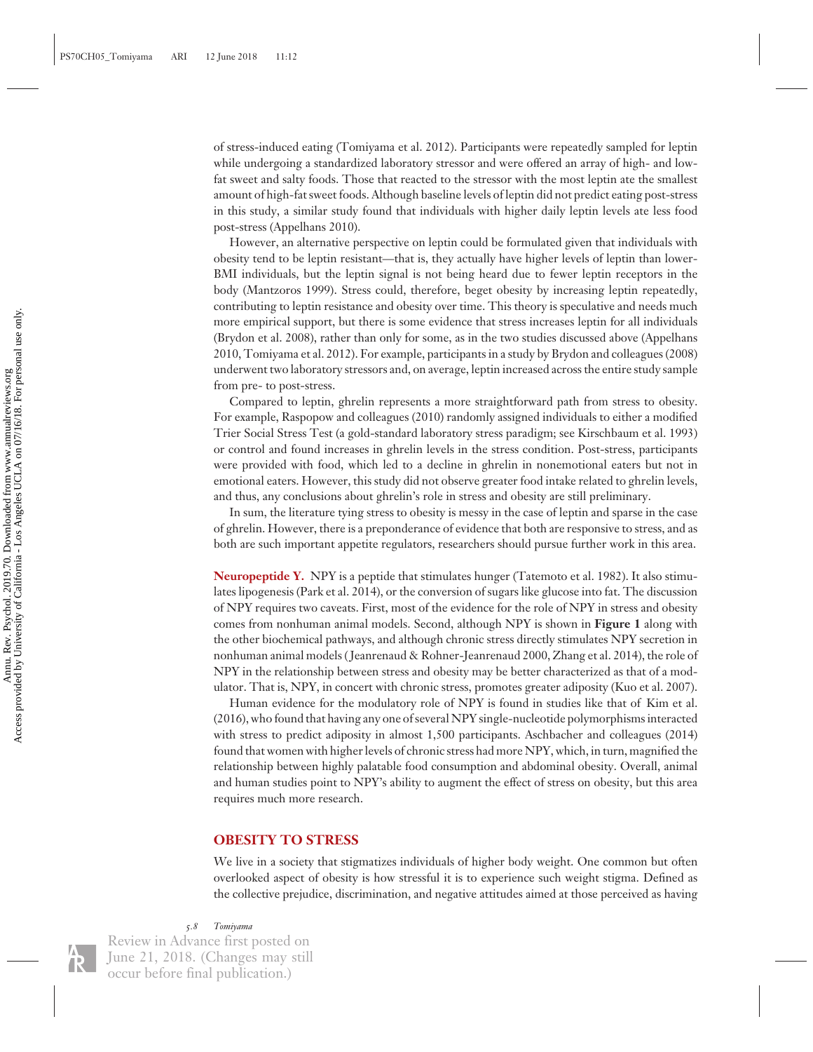of stress-induced eating (Tomiyama et al. 2012). Participants were repeatedly sampled for leptin while undergoing a standardized laboratory stressor and were offered an array of high- and low-fat sweet and salty foods. Those that reacted to the stressor with the most leptin ate the smallest amount of high-fat sweet foods. Although baseline levels of leptin did not predict eating post-stress in this study, a similar study found that individuals with higher daily leptin levels ate less food post-stress (Appelhans 2010).

However, an alternative perspective on leptin could be formulated given that individuals with obesity tend to be leptin resistant—that is, they actually have higher levels of leptin than lower-BMI individuals, but the leptin signal is not being heard due to fewer leptin receptors in the body (Mantzoros 1999). Stress could, therefore, beget obesity by increasing leptin repeatedly, contributing to leptin resistance and obesity over time. This theory is speculative and needs much more empirical support, but there is some evidence that stress increases leptin for all individuals (Brydon et al. 2008), rather than only for some, as in the two studies discussed above (Appelhans 2010, Tomiyama et al. 2012). For example, participants in a study by Brydon and colleagues (2008) underwent two laboratory stressors and, on average, leptin increased across the entire study sample from pre- to post-stress.

Compared to leptin, ghrelin represents a more straightforward path from stress to obesity. For example, Raspopow and colleagues (2010) randomly assigned individuals to either a modified Trier Social Stress Test (a gold-standard laboratory stress paradigm; see Kirschbaum et al. 1993) or control and found increases in ghrelin levels in the stress condition. Post-stress, participants were provided with food, which led to a decline in ghrelin in nonemotional eaters but not in emotional eaters. However, this study did not observe greater food intake related to ghrelin levels, and thus, any conclusions about ghrelin's role in stress and obesity are still preliminary.

In sum, the literature tying stress to obesity is messy in the case of leptin and sparse in the case of ghrelin. However, there is a preponderance of evidence that both are responsive to stress, and as both are such important appetite regulators, researchers should pursue further work in this area.

**Neuropeptide Y.** NPY is a peptide that stimulates hunger (Tatemoto et al. 1982). It also stimulates lipogenesis (Park et al. 2014), or the conversion of sugars like glucose into fat. The discussion of NPY requires two caveats. First, most of the evidence for the role of NPY in stress and obesity comes from nonhuman animal models. Second, although NPY is shown in **Figure 1** along with the other biochemical pathways, and although chronic stress directly stimulates NPY secretion in nonhuman animal models (Jeanrenaud & Rohner-Jeanrenaud 2000, Zhang et al. 2014), the role of NPY in the relationship between stress and obesity may be better characterized as that of a modulator. That is, NPY, in concert with chronic stress, promotes greater adiposity (Kuo et al. 2007).

Human evidence for the modulatory role of NPY is found in studies like that of Kim et al. (2016), who found that having any one of several NPY single-nucleotide polymorphisms interacted with stress to predict adiposity in almost 1,500 participants. Aschbacher and colleagues (2014) found that women with higher levels of chronic stress had more NPY, which, in turn, magnified the relationship between highly palatable food consumption and abdominal obesity. Overall, animal and human studies point to NPY's ability to augment the effect of stress on obesity, but this area requires much more research.

## OBESITY TO STRESS

We live in a society that stigmatizes individuals of higher body weight. One common but often overlooked aspect of obesity is how stressful it is to experience such weight stigma. Defined as the collective prejudice, discrimination, and negative attitudes aimed at those perceived as having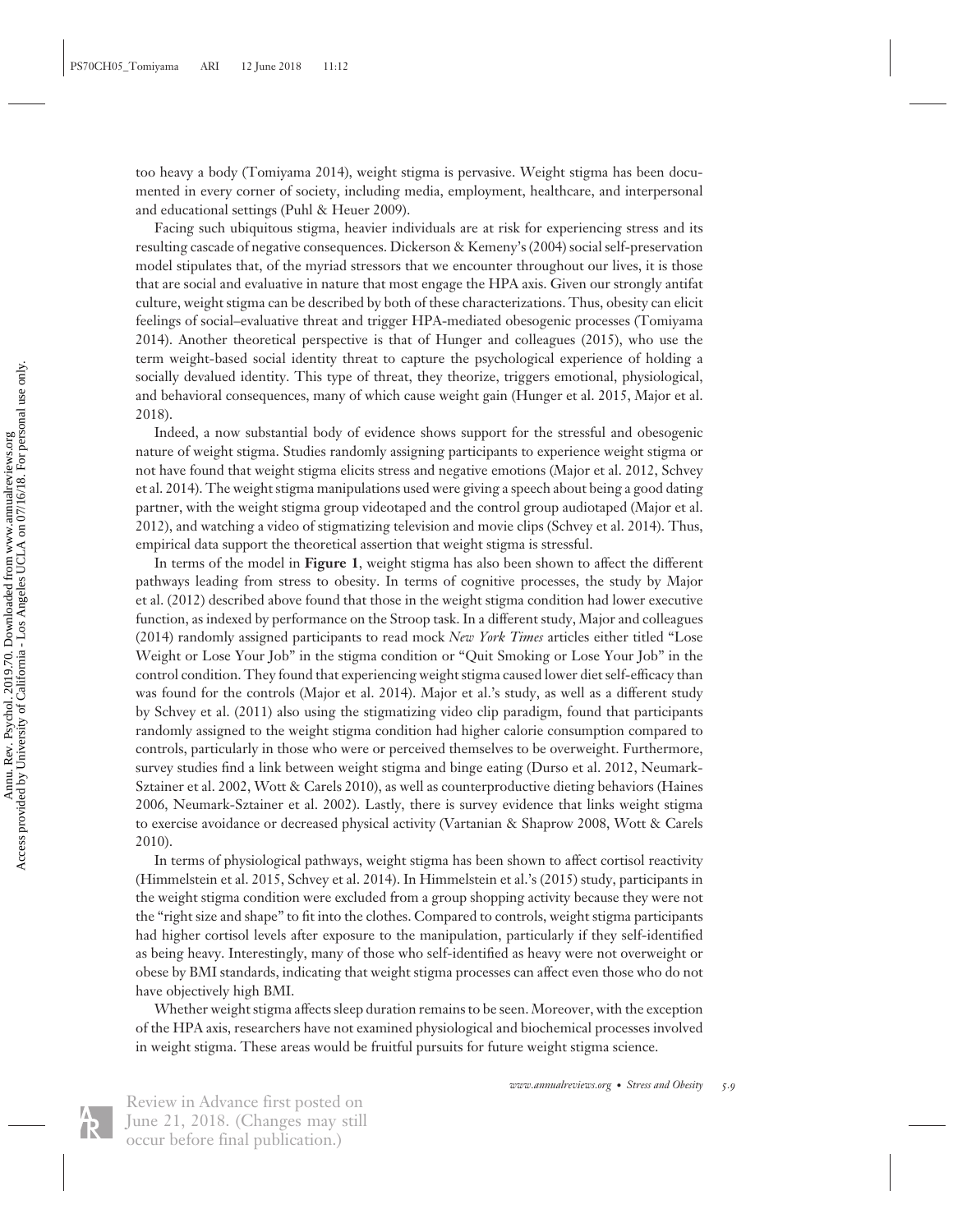too heavy a body (Tomiyama 2014), weight stigma is pervasive. Weight stigma has been documented in every corner of society, including media, employment, healthcare, and interpersonal and educational settings (Puhl & Heuer 2009).

Facing such ubiquitous stigma, heavier individuals are at risk for experiencing stress and its resulting cascade of negative consequences. Dickerson & Kemeny's (2004) social self-preservation model stipulates that, of the myriad stressors that we encounter throughout our lives, it is those that are social and evaluative in nature that most engage the HPA axis. Given our strongly antifat culture, weight stigma can be described by both of these characterizations. Thus, obesity can elicit feelings of social–evaluative threat and trigger HPA-mediated obesogenic processes (Tomiyama 2014). Another theoretical perspective is that of Hunger and colleagues (2015), who use the term weight-based social identity threat to capture the psychological experience of holding a socially devalued identity. This type of threat, they theorize, triggers emotional, physiological, and behavioral consequences, many of which cause weight gain (Hunger et al. 2015, Major et al. 2018).

Indeed, a now substantial body of evidence shows support for the stressful and obesogenic nature of weight stigma. Studies randomly assigning participants to experience weight stigma or not have found that weight stigma elicits stress and negative emotions (Major et al. 2012, Schvey et al. 2014). The weight stigma manipulations used were giving a speech about being a good dating partner, with the weight stigma group videotaped and the control group audiotaped (Major et al. 2012), and watching a video of stigmatizing television and movie clips (Schvey et al. 2014). Thus, empirical data support the theoretical assertion that weight stigma is stressful.

In terms of the model in **Figure 1**, weight stigma has also been shown to affect the different pathways leading from stress to obesity. In terms of cognitive processes, the study by Major et al. (2012) described above found that those in the weight stigma condition had lower executive function, as indexed by performance on the Stroop task. In a different study, Major and colleagues (2014) randomly assigned participants to read mock *New York Times* articles either titled "Lose Weight or Lose Your Job" in the stigma condition or "Quit Smoking or Lose Your Job" in the control condition. They found that experiencing weight stigma caused lower diet self-efficacy than was found for the controls (Major et al. 2014). Major et al.'s study, as well as a different study by Schvey et al. (2011) also using the stigmatizing video clip paradigm, found that participants randomly assigned to the weight stigma condition had higher calorie consumption compared to controls, particularly in those who were or perceived themselves to be overweight. Furthermore, survey studies find a link between weight stigma and binge eating (Durso et al. 2012, Neumark-Sztainer et al. 2002, Wott & Carels 2010), as well as counterproductive dieting behaviors (Haines 2006, Neumark-Sztainer et al. 2002). Lastly, there is survey evidence that links weight stigma to exercise avoidance or decreased physical activity (Vartanian & Shaprow 2008, Wott & Carels 2010).

In terms of physiological pathways, weight stigma has been shown to affect cortisol reactivity (Himmelstein et al. 2015, Schvey et al. 2014). In Himmelstein et al.'s (2015) study, participants in the weight stigma condition were excluded from a group shopping activity because they were not the "right size and shape" to fit into the clothes. Compared to controls, weight stigma participants had higher cortisol levels after exposure to the manipulation, particularly if they self-identified as being heavy. Interestingly, many of those who self-identified as heavy were not overweight or obese by BMI standards, indicating that weight stigma processes can affect even those who do not have objectively high BMI.

Whether weight stigma affects sleep duration remains to be seen. Moreover, with the exception of the HPA axis, researchers have not examined physiological and biochemical processes involved in weight stigma. These areas would be fruitful pursuits for future weight stigma science.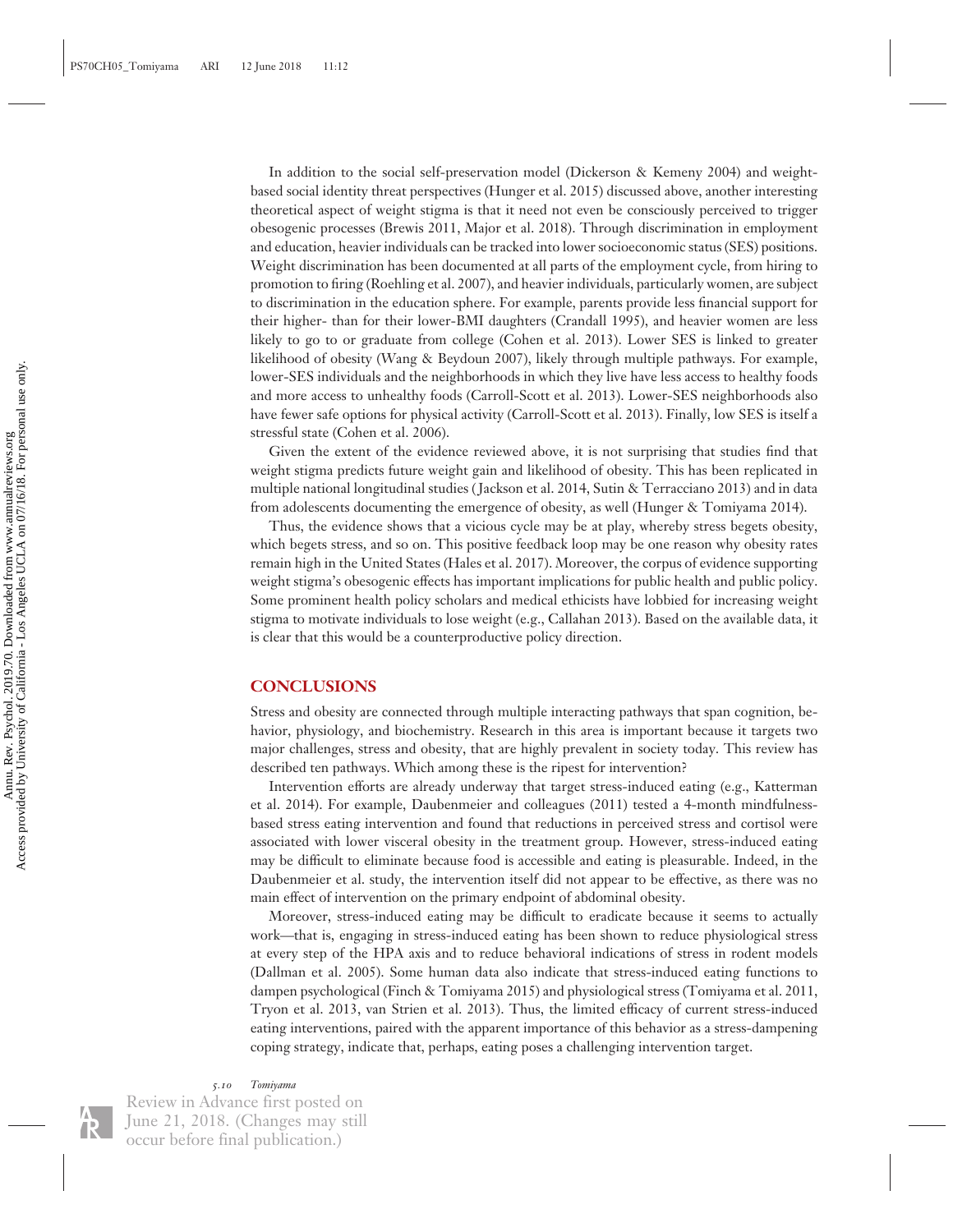In addition to the social self-preservation model (Dickerson & Kemeny 2004) and weight-based social identity threat perspectives (Hunger et al. 2015) discussed above, another interesting theoretical aspect of weight stigma is that it need not even be consciously perceived to trigger obesogenic processes (Brewis 2011, Major et al. 2018). Through discrimination in employment and education, heavier individuals can be tracked into lower socioeconomic status (SES) positions. Weight discrimination has been documented at all parts of the employment cycle, from hiring to promotion to firing (Roehling et al. 2007), and heavier individuals, particularly women, are subject to discrimination in the education sphere. For example, parents provide less financial support for their higher- than for their lower-BMI daughters (Crandall 1995), and heavier women are less likely to go to or graduate from college (Cohen et al. 2013). Lower SES is linked to greater likelihood of obesity (Wang & Beydoun 2007), likely through multiple pathways. For example, lower-SES individuals and the neighborhoods in which they live have less access to healthy foods and more access to unhealthy foods (Carroll-Scott et al. 2013). Lower-SES neighborhoods also have fewer safe options for physical activity (Carroll-Scott et al. 2013). Finally, low SES is itself a stressful state (Cohen et al. 2006).

Given the extent of the evidence reviewed above, it is not surprising that studies find that weight stigma predicts future weight gain and likelihood of obesity. This has been replicated in multiple national longitudinal studies (Jackson et al. 2014, Sutin & Terracciano 2013) and in data from adolescents documenting the emergence of obesity, as well (Hunger & Tomiyama 2014).

Thus, the evidence shows that a vicious cycle may be at play, whereby stress begets obesity, which begets stress, and so on. This positive feedback loop may be one reason why obesity rates remain high in the United States (Hales et al. 2017). Moreover, the corpus of evidence supporting weight stigma's obesogenic effects has important implications for public health and public policy. Some prominent health policy scholars and medical ethicists have lobbied for increasing weight stigma to motivate individuals to lose weight (e.g., Callahan 2013). Based on the available data, it is clear that this would be a counterproductive policy direction.

## CONCLUSIONS

Stress and obesity are connected through multiple interacting pathways that span cognition, behavior, physiology, and biochemistry. Research in this area is important because it targets two major challenges, stress and obesity, that are highly prevalent in society today. This review has described ten pathways. Which among these is the ripest for intervention?

Intervention efforts are already underway that target stress-induced eating (e.g., Katterman et al. 2014). For example, Daubenmeier and colleagues (2011) tested a 4-month mindfulness-based stress eating intervention and found that reductions in perceived stress and cortisol were associated with lower visceral obesity in the treatment group. However, stress-induced eating may be difficult to eliminate because food is accessible and eating is pleasurable. Indeed, in the Daubenmeier et al. study, the intervention itself did not appear to be effective, as there was no main effect of intervention on the primary endpoint of abdominal obesity.

Moreover, stress-induced eating may be difficult to eradicate because it seems to actually work—that is, engaging in stress-induced eating has been shown to reduce physiological stress at every step of the HPA axis and to reduce behavioral indications of stress in rodent models (Dallman et al. 2005). Some human data also indicate that stress-induced eating functions to dampen psychological (Finch & Tomiyama 2015) and physiological stress (Tomiyama et al. 2011, Tryon et al. 2013, van Strien et al. 2013). Thus, the limited efficacy of current stress-induced eating interventions, paired with the apparent importance of this behavior as a stress-dampening coping strategy, indicate that, perhaps, eating poses a challenging intervention target.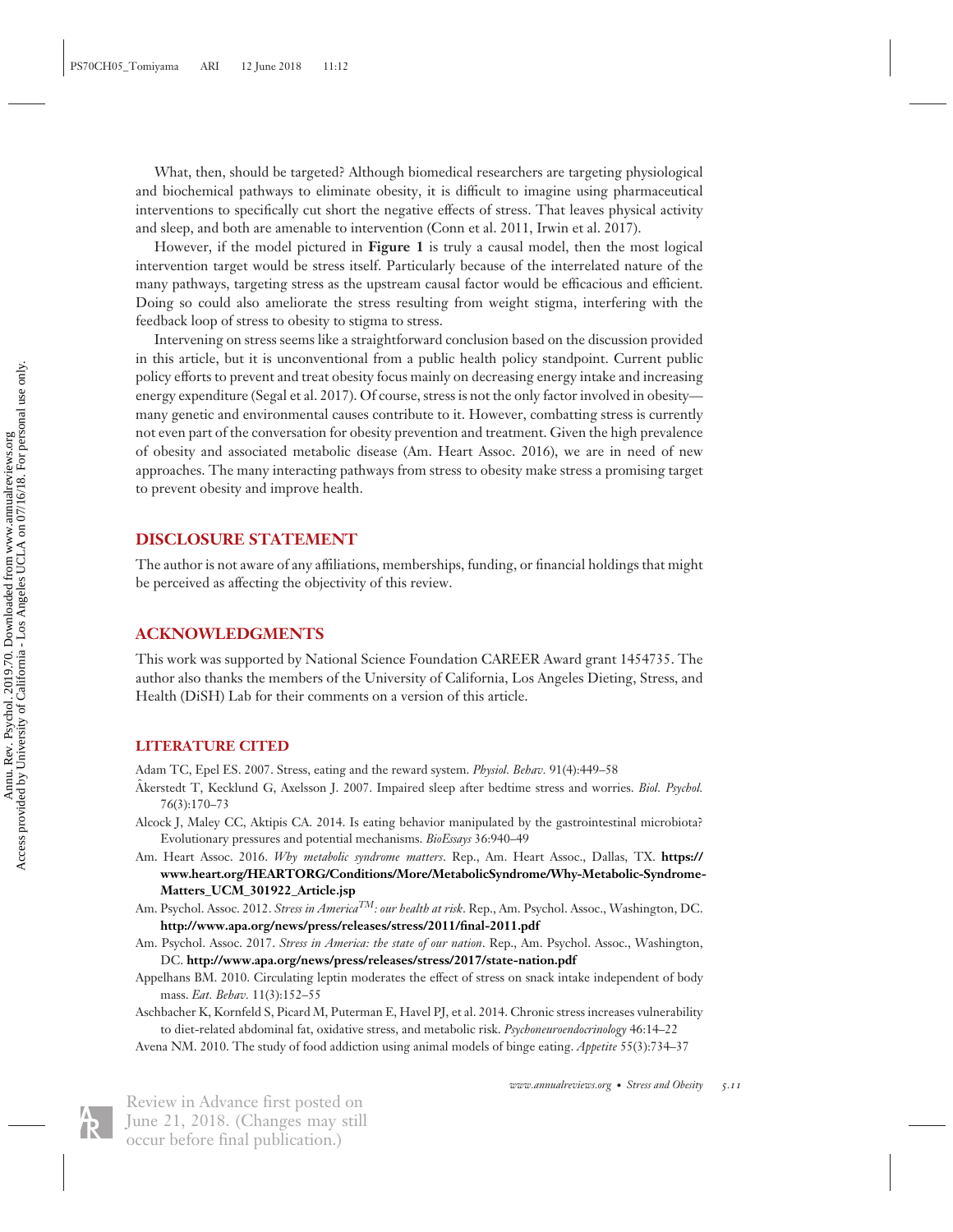What, then, should be targeted? Although biomedical researchers are targeting physiological and biochemical pathways to eliminate obesity, it is difficult to imagine using pharmaceutical interventions to specifically cut short the negative effects of stress. That leaves physical activity and sleep, and both are amenable to intervention (Conn et al. 2011, Irwin et al. 2017).

However, if the model pictured in **Figure 1** is truly a causal model, then the most logical intervention target would be stress itself. Particularly because of the interrelated nature of the many pathways, targeting stress as the upstream causal factor would be efficacious and efficient. Doing so could also ameliorate the stress resulting from weight stigma, interfering with the feedback loop of stress to obesity to stigma to stress.

Intervening on stress seems like a straightforward conclusion based on the discussion provided in this article, but it is unconventional from a public health policy standpoint. Current public policy efforts to prevent and treat obesity focus mainly on decreasing energy intake and increasing energy expenditure (Segal et al. 2017). Of course, stress is not the only factor involved in obesity—many genetic and environmental causes contribute to it. However, combatting stress is currently not even part of the conversation for obesity prevention and treatment. Given the high prevalence of obesity and associated metabolic disease (Am. Heart Assoc. 2016), we are in need of new approaches. The many interacting pathways from stress to obesity make stress a promising target to prevent obesity and improve health.

## DISCLOSURE STATEMENT

The author is not aware of any affiliations, memberships, funding, or financial holdings that might be perceived as affecting the objectivity of this review.

## ACKNOWLEDGMENTS

This work was supported by National Science Foundation CAREER Award grant 1454735. The author also thanks the members of the University of California, Los Angeles Dieting, Stress, and Health (DiSH) Lab for their comments on a version of this article.

## LITERATURE CITED

Adam TC, Epel ES. 2007. Stress, eating and the reward system. *Physiol. Behav.* 91(4):449–58

Åkerstedt T, Kecklund G, Axelsson J. 2007. Impaired sleep after bedtime stress and worries. *Biol. Psychol.* 76(3):170–73

Alcock J, Maley CC, Aktipis CA. 2014. Is eating behavior manipulated by the gastrointestinal microbiota? Evolutionary pressures and potential mechanisms. *BioEssays* 36:940–49

Am. Heart Assoc. 2016. *Why metabolic syndrome matters*. Rep., Am. Heart Assoc., Dallas, TX. **https://www.heart.org/HEARTORG/Conditions/More/MetabolicSyndrome/Why-Metabolic-Syndrome-Matters_UCM_301922_Article.jsp**

Am. Psychol. Assoc. 2012. *Stress in America$^{TM}$: our health at risk*. Rep., Am. Psychol. Assoc., Washington, DC. **http://www.apa.org/news/press/releases/stress/2011/final-2011.pdf**

Am. Psychol. Assoc. 2017. *Stress in America: the state of our nation*. Rep., Am. Psychol. Assoc., Washington, DC. **http://www.apa.org/news/press/releases/stress/2017/state-nation.pdf**

Appelhans BM. 2010. Circulating leptin moderates the effect of stress on snack intake independent of body mass. *Eat. Behav.* 11(3):152–55

Aschbacher K, Kornfeld S, Picard M, Puterman E, Havel PJ, et al. 2014. Chronic stress increases vulnerability to diet-related abdominal fat, oxidative stress, and metabolic risk. *Psychoneuroendocrinology* 46:14–22

Avena NM. 2010. The study of food addiction using animal models of binge eating. *Appetite* 55(3):734–37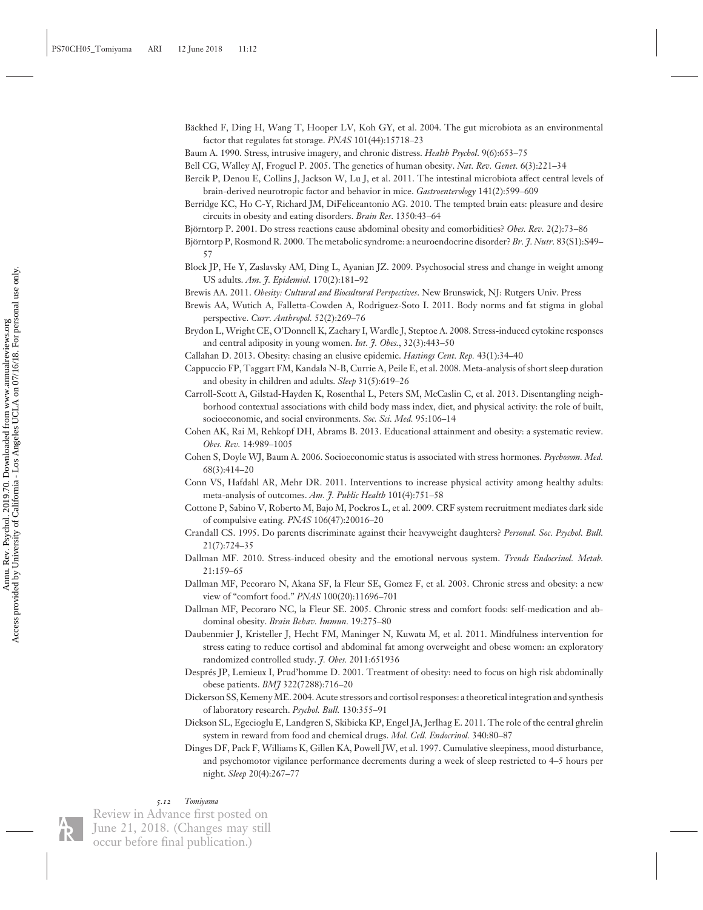Bäckhed F, Ding H, Wang T, Hooper LV, Koh GY, et al. 2004. The gut microbiota as an environmental factor that regulates fat storage. *PNAS* 101(44):15718–23

Baum A. 1990. Stress, intrusive imagery, and chronic distress. *Health Psychol.* 9(6):653–75

Bell CG, Walley AJ, Froguel P. 2005. The genetics of human obesity. *Nat. Rev. Genet.* 6(3):221–34

Bercik P, Denou E, Collins J, Jackson W, Lu J, et al. 2011. The intestinal microbiota affect central levels of brain-derived neurotropic factor and behavior in mice. *Gastroenterology* 141(2):599–609

Berridge KC, Ho C-Y, Richard JM, DiFeliceantonio AG. 2010. The tempted brain eats: pleasure and desire circuits in obesity and eating disorders. *Brain Res.* 1350:43–64

Björntorp P. 2001. Do stress reactions cause abdominal obesity and comorbidities? *Obes. Rev.* 2(2):73–86

Björntorp P, Rosmond R. 2000. The metabolic syndrome: a neuroendocrine disorder? *Br. J. Nutr.* 83(S1):S49–57

Block JP, He Y, Zaslavsky AM, Ding L, Ayanian JZ. 2009. Psychosocial stress and change in weight among US adults. *Am. J. Epidemiol.* 170(2):181–92

Brewis AA. 2011. *Obesity: Cultural and Biocultural Perspectives*. New Brunswick, NJ: Rutgers Univ. Press

Brewis AA, Wutich A, Falletta-Cowden A, Rodriguez-Soto I. 2011. Body norms and fat stigma in global perspective. *Curr. Anthropol.* 52(2):269–76

Brydon L, Wright CE, O'Donnell K, Zachary I, Wardle J, Steptoe A. 2008. Stress-induced cytokine responses and central adiposity in young women. *Int. J. Obes.*, 32(3):443–50

Callahan D. 2013. Obesity: chasing an elusive epidemic. *Hastings Cent. Rep.* 43(1):34–40

Cappuccio FP, Taggart FM, Kandala N-B, Currie A, Peile E, et al. 2008. Meta-analysis of short sleep duration and obesity in children and adults. *Sleep* 31(5):619–26

Carroll-Scott A, Gilstad-Hayden K, Rosenthal L, Peters SM, McCaslin C, et al. 2013. Disentangling neighborhood contextual associations with child body mass index, diet, and physical activity: the role of built, socioeconomic, and social environments. *Soc. Sci. Med.* 95:106–14

Cohen AK, Rai M, Rehkopf DH, Abrams B. 2013. Educational attainment and obesity: a systematic review. *Obes. Rev.* 14:989–1005

Cohen S, Doyle WJ, Baum A. 2006. Socioeconomic status is associated with stress hormones. *Psychosom. Med.* 68(3):414–20

Conn VS, Hafdahl AR, Mehr DR. 2011. Interventions to increase physical activity among healthy adults: meta-analysis of outcomes. *Am. J. Public Health* 101(4):751–58

Cottone P, Sabino V, Roberto M, Bajo M, Pockros L, et al. 2009. CRF system recruitment mediates dark side of compulsive eating. *PNAS* 106(47):20016–20

Crandall CS. 1995. Do parents discriminate against their heavyweight daughters? *Personal. Soc. Psychol. Bull.* 21(7):724–35

Dallman MF. 2010. Stress-induced obesity and the emotional nervous system. *Trends Endocrinol. Metab.* 21:159–65

Dallman MF, Pecoraro N, Akana SF, la Fleur SE, Gomez F, et al. 2003. Chronic stress and obesity: a new view of "comfort food." *PNAS* 100(20):11696–701

Dallman MF, Pecoraro NC, la Fleur SE. 2005. Chronic stress and comfort foods: self-medication and abdominal obesity. *Brain Behav. Immun.* 19:275–80

Daubenmier J, Kristeller J, Hecht FM, Maninger N, Kuwata M, et al. 2011. Mindfulness intervention for stress eating to reduce cortisol and abdominal fat among overweight and obese women: an exploratory randomized controlled study. *J. Obes.* 2011:651936

Després JP, Lemieux I, Prud'homme D. 2001. Treatment of obesity: need to focus on high risk abdominally obese patients. *BMJ* 322(7288):716–20

Dickerson SS, Kemeny ME. 2004. Acute stressors and cortisol responses: a theoretical integration and synthesis of laboratory research. *Psychol. Bull.* 130:355–91

Dickson SL, Egecioglu E, Landgren S, Skibicka KP, Engel JA, Jerlhag E. 2011. The role of the central ghrelin system in reward from food and chemical drugs. *Mol. Cell. Endocrinol.* 340:80–87

Dinges DF, Pack F, Williams K, Gillen KA, Powell JW, et al. 1997. Cumulative sleepiness, mood disturbance, and psychomotor vigilance performance decrements during a week of sleep restricted to 4–5 hours per night. *Sleep* 20(4):267–77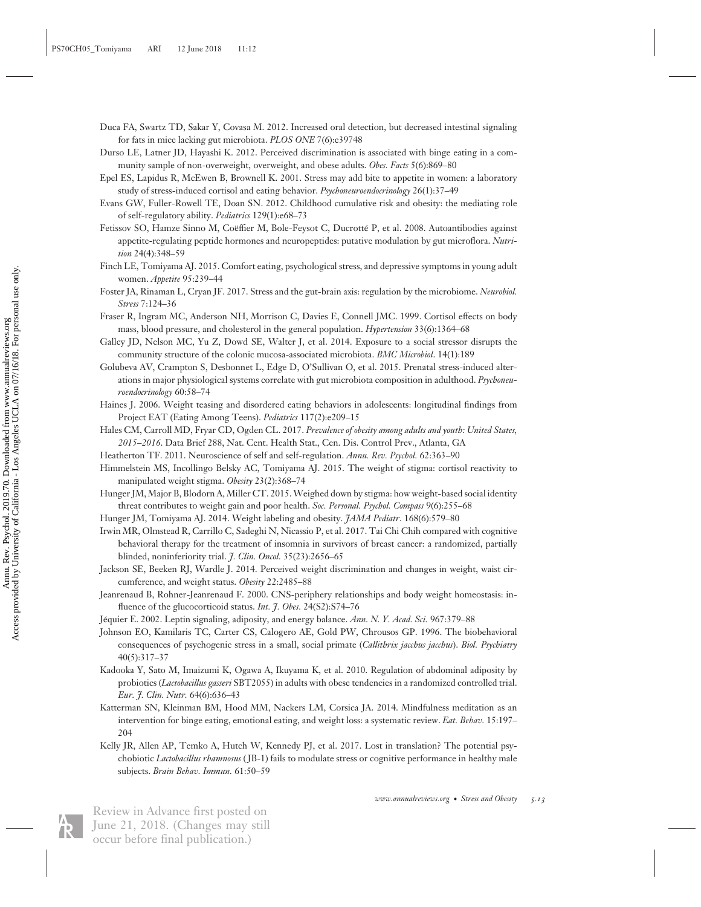Duca FA, Swartz TD, Sakar Y, Covasa M. 2012. Increased oral detection, but decreased intestinal signaling for fats in mice lacking gut microbiota. *PLOS ONE* 7(6):e39748

Durso LE, Latner JD, Hayashi K. 2012. Perceived discrimination is associated with binge eating in a community sample of non-overweight, overweight, and obese adults. *Obes. Facts* 5(6):869–80

Epel ES, Lapidus R, McEwen B, Brownell K. 2001. Stress may add bite to appetite in women: a laboratory study of stress-induced cortisol and eating behavior. *Psychoneuroendocrinology* 26(1):37–49

Evans GW, Fuller-Rowell TE, Doan SN. 2012. Childhood cumulative risk and obesity: the mediating role of self-regulatory ability. *Pediatrics* 129(1):e68–73

Fetissov SO, Hamze Sinno M, Coëffier M, Bole-Feysot C, Ducrotté P, et al. 2008. Autoantibodies against appetite-regulating peptide hormones and neuropeptides: putative modulation by gut microflora. *Nutrition* 24(4):348–59

Finch LE, Tomiyama AJ. 2015. Comfort eating, psychological stress, and depressive symptoms in young adult women. *Appetite* 95:239–44

Foster JA, Rinaman L, Cryan JF. 2017. Stress and the gut-brain axis: regulation by the microbiome. *Neurobiol. Stress* 7:124–36

Fraser R, Ingram MC, Anderson NH, Morrison C, Davies E, Connell JMC. 1999. Cortisol effects on body mass, blood pressure, and cholesterol in the general population. *Hypertension* 33(6):1364–68

Galley JD, Nelson MC, Yu Z, Dowd SE, Walter J, et al. 2014. Exposure to a social stressor disrupts the community structure of the colonic mucosa-associated microbiota. *BMC Microbiol.* 14(1):189

Golubeva AV, Crampton S, Desbonnet L, Edge D, O'Sullivan O, et al. 2015. Prenatal stress-induced alterations in major physiological systems correlate with gut microbiota composition in adulthood. *Psychoneuroendocrinology* 60:58–74

Haines J. 2006. Weight teasing and disordered eating behaviors in adolescents: longitudinal findings from Project EAT (Eating Among Teens). *Pediatrics* 117(2):e209–15

Hales CM, Carroll MD, Fryar CD, Ogden CL. 2017. *Prevalence of obesity among adults and youth: United States, 2015–2016*. Data Brief 288, Nat. Cent. Health Stat., Cen. Dis. Control Prev., Atlanta, GA

Heatherton TF. 2011. Neuroscience of self and self-regulation. *Annu. Rev. Psychol.* 62:363–90

Himmelstein MS, Incollingo Belsky AC, Tomiyama AJ. 2015. The weight of stigma: cortisol reactivity to manipulated weight stigma. *Obesity* 23(2):368–74

Hunger JM, Major B, Blodorn A, Miller CT. 2015. Weighed down by stigma: how weight-based social identity threat contributes to weight gain and poor health. *Soc. Personal. Psychol. Compass* 9(6):255–68

Hunger JM, Tomiyama AJ. 2014. Weight labeling and obesity. *JAMA Pediatr.* 168(6):579–80

Irwin MR, Olmstead R, Carrillo C, Sadeghi N, Nicassio P, et al. 2017. Tai Chi Chih compared with cognitive behavioral therapy for the treatment of insomnia in survivors of breast cancer: a randomized, partially blinded, noninferiority trial. *J. Clin. Oncol.* 35(23):2656–65

Jackson SE, Beeken RJ, Wardle J. 2014. Perceived weight discrimination and changes in weight, waist circumference, and weight status. *Obesity* 22:2485–88

Jeanrenaud B, Rohner-Jeanrenaud F. 2000. CNS-periphery relationships and body weight homeostasis: influence of the glucocorticoid status. *Int. J. Obes.* 24(S2):S74–76

Jéquier E. 2002. Leptin signaling, adiposity, and energy balance. *Ann. N. Y. Acad. Sci.* 967:379–88

Johnson EO, Kamilaris TC, Carter CS, Calogero AE, Gold PW, Chrousos GP. 1996. The biobehavioral consequences of psychogenic stress in a small, social primate (*Callithrix jacchus jacchus*). *Biol. Psychiatry* 40(5):317–37

Kadooka Y, Sato M, Imaizumi K, Ogawa A, Ikuyama K, et al. 2010. Regulation of abdominal adiposity by probiotics (*Lactobacillus gasseri* SBT2055) in adults with obese tendencies in a randomized controlled trial. *Eur. J. Clin. Nutr.* 64(6):636–43

Katterman SN, Kleinman BM, Hood MM, Nackers LM, Corsica JA. 2014. Mindfulness meditation as an intervention for binge eating, emotional eating, and weight loss: a systematic review. *Eat. Behav.* 15:197–204

Kelly JR, Allen AP, Temko A, Hutch W, Kennedy PJ, et al. 2017. Lost in translation? The potential psychobiotic *Lactobacillus rhamnosus* (JB-1) fails to modulate stress or cognitive performance in healthy male subjects. *Brain Behav. Immun.* 61:50–59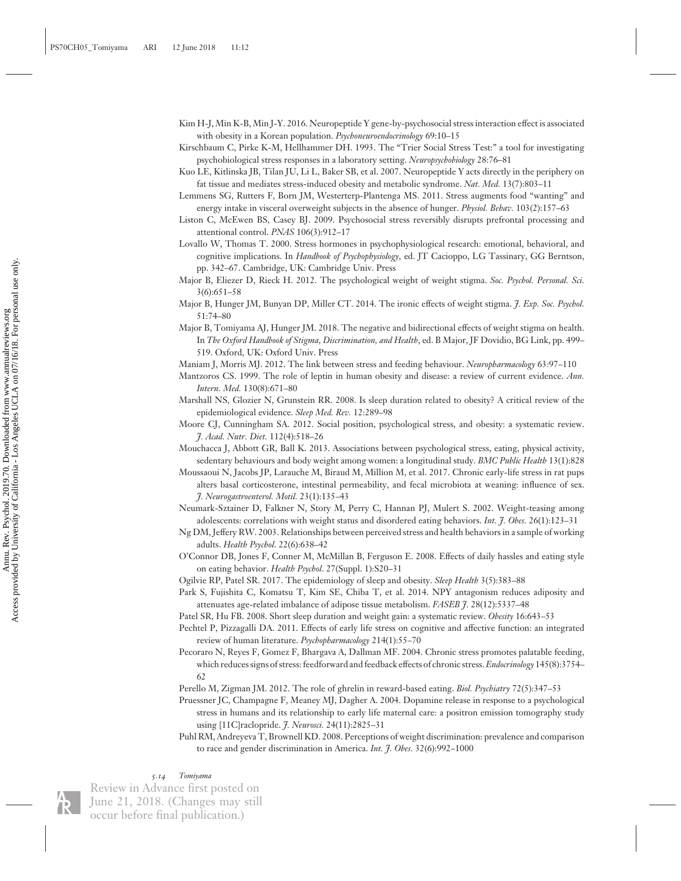Kim H-J, Min K-B, Min J-Y. 2016. Neuropeptide Y gene-by-psychosocial stress interaction effect is associated with obesity in a Korean population. *Psychoneuroendocrinology* 69:10–15

Kirschbaum C, Pirke K-M, Hellhammer DH. 1993. The "Trier Social Stress Test:" a tool for investigating psychobiological stress responses in a laboratory setting. *Neuropsychobiology* 28:76–81

Kuo LE, Kitlinska JB, Tilan JU, Li L, Baker SB, et al. 2007. Neuropeptide Y acts directly in the periphery on fat tissue and mediates stress-induced obesity and metabolic syndrome. *Nat. Med.* 13(7):803–11

Lemmens SG, Rutters F, Born JM, Westerterp-Plantenga MS. 2011. Stress augments food "wanting" and energy intake in visceral overweight subjects in the absence of hunger. *Physiol. Behav.* 103(2):157–63

Liston C, McEwen BS, Casey BJ. 2009. Psychosocial stress reversibly disrupts prefrontal processing and attentional control. *PNAS* 106(3):912–17

Lovallo W, Thomas T. 2000. Stress hormones in psychophysiological research: emotional, behavioral, and cognitive implications. In *Handbook of Psychophysiology*, ed. JT Cacioppo, LG Tassinary, GG Berntson, pp. 342–67. Cambridge, UK: Cambridge Univ. Press

Major B, Eliezer D, Rieck H. 2012. The psychological weight of weight stigma. *Soc. Psychol. Personal. Sci.* 3(6):651–58

Major B, Hunger JM, Bunyan DP, Miller CT. 2014. The ironic effects of weight stigma. *J. Exp. Soc. Psychol.* 51:74–80

Major B, Tomiyama AJ, Hunger JM. 2018. The negative and bidirectional effects of weight stigma on health. In *The Oxford Handbook of Stigma, Discrimination, and Health*, ed. B Major, JF Dovidio, BG Link, pp. 499–519. Oxford, UK: Oxford Univ. Press

Maniam J, Morris MJ. 2012. The link between stress and feeding behaviour. *Neuropharmacology* 63:97–110

Mantzoros CS. 1999. The role of leptin in human obesity and disease: a review of current evidence. *Ann. Intern. Med.* 130(8):671–80

Marshall NS, Glozier N, Grunstein RR. 2008. Is sleep duration related to obesity? A critical review of the epidemiological evidence. *Sleep Med. Rev.* 12:289–98

Moore CJ, Cunningham SA. 2012. Social position, psychological stress, and obesity: a systematic review. *J. Acad. Nutr. Diet.* 112(4):518–26

Mouchacca J, Abbott GR, Ball K. 2013. Associations between psychological stress, eating, physical activity, sedentary behaviours and body weight among women: a longitudinal study. *BMC Public Health* 13(1):828

Moussaoui N, Jacobs JP, Larauche M, Biraud M, Million M, et al. 2017. Chronic early-life stress in rat pups alters basal corticosterone, intestinal permeability, and fecal microbiota at weaning: influence of sex. *J. Neurogastroenterol. Motil.* 23(1):135–43

Neumark-Sztainer D, Falkner N, Story M, Perry C, Hannan PJ, Mulert S. 2002. Weight-teasing among adolescents: correlations with weight status and disordered eating behaviors. *Int. J. Obes.* 26(1):123–31

Ng DM, Jeffery RW. 2003. Relationships between perceived stress and health behaviors in a sample of working adults. *Health Psychol*. 22(6):638–42

O'Connor DB, Jones F, Conner M, McMillan B, Ferguson E. 2008. Effects of daily hassles and eating style on eating behavior. *Health Psychol*. 27(Suppl. 1):S20–31

Ogilvie RP, Patel SR. 2017. The epidemiology of sleep and obesity. *Sleep Health* 3(5):383–88

Park S, Fujishita C, Komatsu T, Kim SE, Chiba T, et al. 2014. NPY antagonism reduces adiposity and attenuates age-related imbalance of adipose tissue metabolism. *FASEB J.* 28(12):5337–48

Patel SR, Hu FB. 2008. Short sleep duration and weight gain: a systematic review. *Obesity* 16:643–53

Pechtel P, Pizzagalli DA. 2011. Effects of early life stress on cognitive and affective function: an integrated review of human literature. *Psychopharmacology* 214(1):55–70

Pecoraro N, Reyes F, Gomez F, Bhargava A, Dallman MF. 2004. Chronic stress promotes palatable feeding, which reduces signs of stress: feedforward and feedback effects of chronic stress. *Endocrinology* 145(8):3754–62

Perello M, Zigman JM. 2012. The role of ghrelin in reward-based eating. *Biol. Psychiatry* 72(5):347–53

Pruessner JC, Champagne F, Meaney MJ, Dagher A. 2004. Dopamine release in response to a psychological stress in humans and its relationship to early life maternal care: a positron emission tomography study using [11C]raclopride. *J. Neurosci.* 24(11):2825–31

Puhl RM, Andreyeva T, Brownell KD. 2008. Perceptions of weight discrimination: prevalence and comparison to race and gender discrimination in America. *Int. J. Obes.* 32(6):992–1000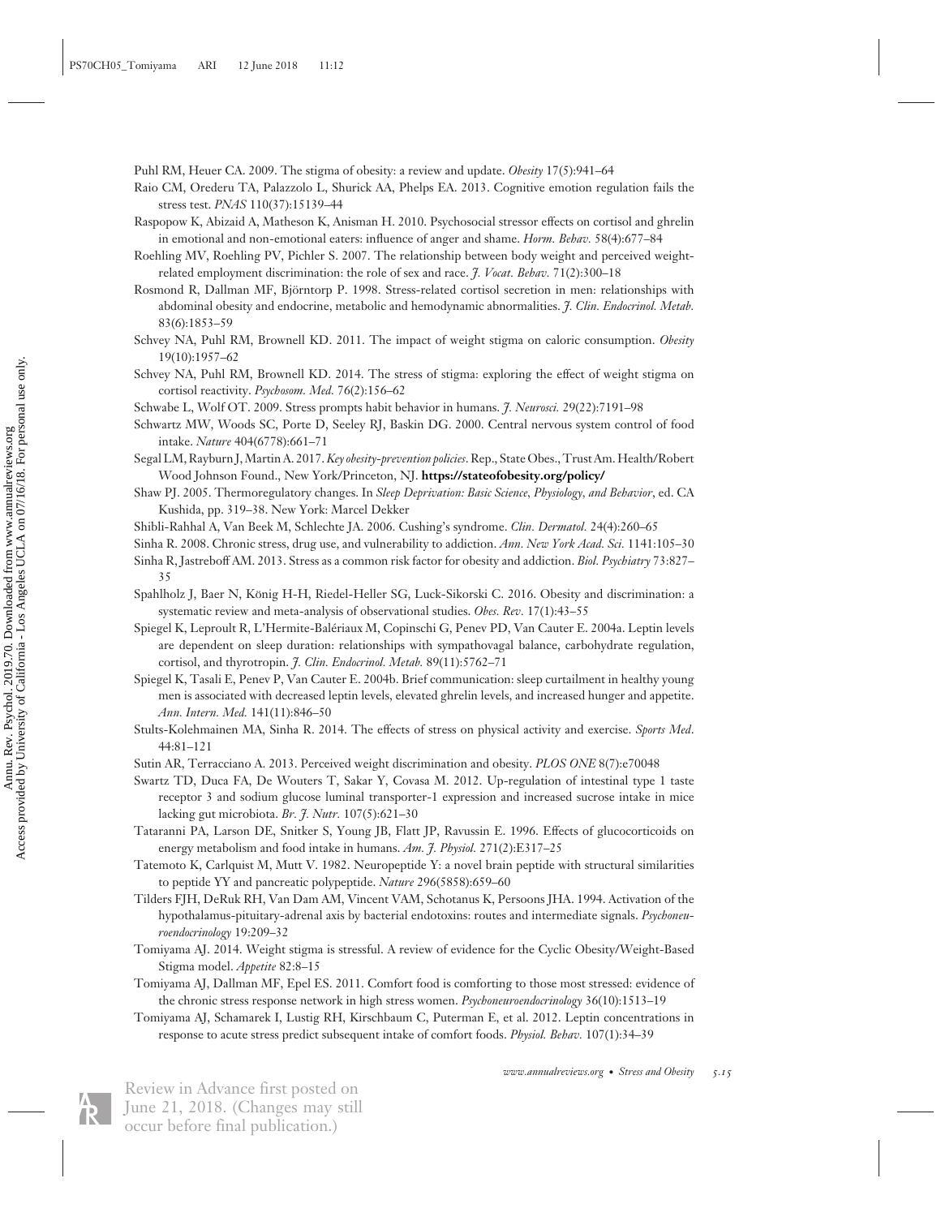Puhl RM, Heuer CA. 2009. The stigma of obesity: a review and update. *Obesity* 17(5):941–64

Raio CM, Orederu TA, Palazzolo L, Shurick AA, Phelps EA. 2013. Cognitive emotion regulation fails the stress test. *PNAS* 110(37):15139–44

Raspopow K, Abizaid A, Matheson K, Anisman H. 2010. Psychosocial stressor effects on cortisol and ghrelin in emotional and non-emotional eaters: influence of anger and shame. *Horm. Behav.* 58(4):677–84

Roehling MV, Roehling PV, Pichler S. 2007. The relationship between body weight and perceived weight-related employment discrimination: the role of sex and race. *J. Vocat. Behav.* 71(2):300–18

Rosmond R, Dallman MF, Björntorp P. 1998. Stress-related cortisol secretion in men: relationships with abdominal obesity and endocrine, metabolic and hemodynamic abnormalities. *J. Clin. Endocrinol. Metab.* 83(6):1853–59

Schvey NA, Puhl RM, Brownell KD. 2011. The impact of weight stigma on caloric consumption. *Obesity* 19(10):1957–62

Schvey NA, Puhl RM, Brownell KD. 2014. The stress of stigma: exploring the effect of weight stigma on cortisol reactivity. *Psychosom. Med.* 76(2):156–62

Schwabe L, Wolf OT. 2009. Stress prompts habit behavior in humans. *J. Neurosci.* 29(22):7191–98

Schwartz MW, Woods SC, Porte D, Seeley RJ, Baskin DG. 2000. Central nervous system control of food intake. *Nature* 404(6778):661–71

Segal LM, Rayburn J, Martin A. 2017. *Key obesity-prevention policies*. Rep., State Obes., Trust Am. Health/Robert Wood Johnson Found., New York/Princeton, NJ. **https://stateofobesity.org/policy/**

Shaw PJ. 2005. Thermoregulatory changes. In *Sleep Deprivation: Basic Science, Physiology, and Behavior*, ed. CA Kushida, pp. 319–38. New York: Marcel Dekker

Shibli-Rahhal A, Van Beek M, Schlechte JA. 2006. Cushing's syndrome. *Clin. Dermatol.* 24(4):260–65

Sinha R. 2008. Chronic stress, drug use, and vulnerability to addiction. *Ann. New York Acad. Sci.* 1141:105–30

Sinha R, Jastreboff AM. 2013. Stress as a common risk factor for obesity and addiction. *Biol. Psychiatry* 73:827–35

Spahlholz J, Baer N, König H-H, Riedel-Heller SG, Luck-Sikorski C. 2016. Obesity and discrimination: a systematic review and meta-analysis of observational studies. *Obes. Rev.* 17(1):43–55

Spiegel K, Leproult R, L'Hermite-Balériaux M, Copinschi G, Penev PD, Van Cauter E. 2004a. Leptin levels are dependent on sleep duration: relationships with sympathovagal balance, carbohydrate regulation, cortisol, and thyrotropin. *J. Clin. Endocrinol. Metab.* 89(11):5762–71

Spiegel K, Tasali E, Penev P, Van Cauter E. 2004b. Brief communication: sleep curtailment in healthy young men is associated with decreased leptin levels, elevated ghrelin levels, and increased hunger and appetite. *Ann. Intern. Med.* 141(11):846–50

Stults-Kolehmainen MA, Sinha R. 2014. The effects of stress on physical activity and exercise. *Sports Med.* 44:81–121

Sutin AR, Terracciano A. 2013. Perceived weight discrimination and obesity. *PLOS ONE* 8(7):e70048

Swartz TD, Duca FA, De Wouters T, Sakar Y, Covasa M. 2012. Up-regulation of intestinal type 1 taste receptor 3 and sodium glucose luminal transporter-1 expression and increased sucrose intake in mice lacking gut microbiota. *Br. J. Nutr.* 107(5):621–30

Tataranni PA, Larson DE, Snitker S, Young JB, Flatt JP, Ravussin E. 1996. Effects of glucocorticoids on energy metabolism and food intake in humans. *Am. J. Physiol.* 271(2):E317–25

Tatemoto K, Carlquist M, Mutt V. 1982. Neuropeptide Y: a novel brain peptide with structural similarities to peptide YY and pancreatic polypeptide. *Nature* 296(5858):659–60

Tilders FJH, DeRuk RH, Van Dam AM, Vincent VAM, Schotanus K, Persoons JHA. 1994. Activation of the hypothalamus-pituitary-adrenal axis by bacterial endotoxins: routes and intermediate signals. *Psychoneuroendocrinology* 19:209–32

Tomiyama AJ. 2014. Weight stigma is stressful. A review of evidence for the Cyclic Obesity/Weight-Based Stigma model. *Appetite* 82:8–15

Tomiyama AJ, Dallman MF, Epel ES. 2011. Comfort food is comforting to those most stressed: evidence of the chronic stress response network in high stress women. *Psychoneuroendocrinology* 36(10):1513–19

Tomiyama AJ, Schamarek I, Lustig RH, Kirschbaum C, Puterman E, et al. 2012. Leptin concentrations in response to acute stress predict subsequent intake of comfort foods. *Physiol. Behav.* 107(1):34–39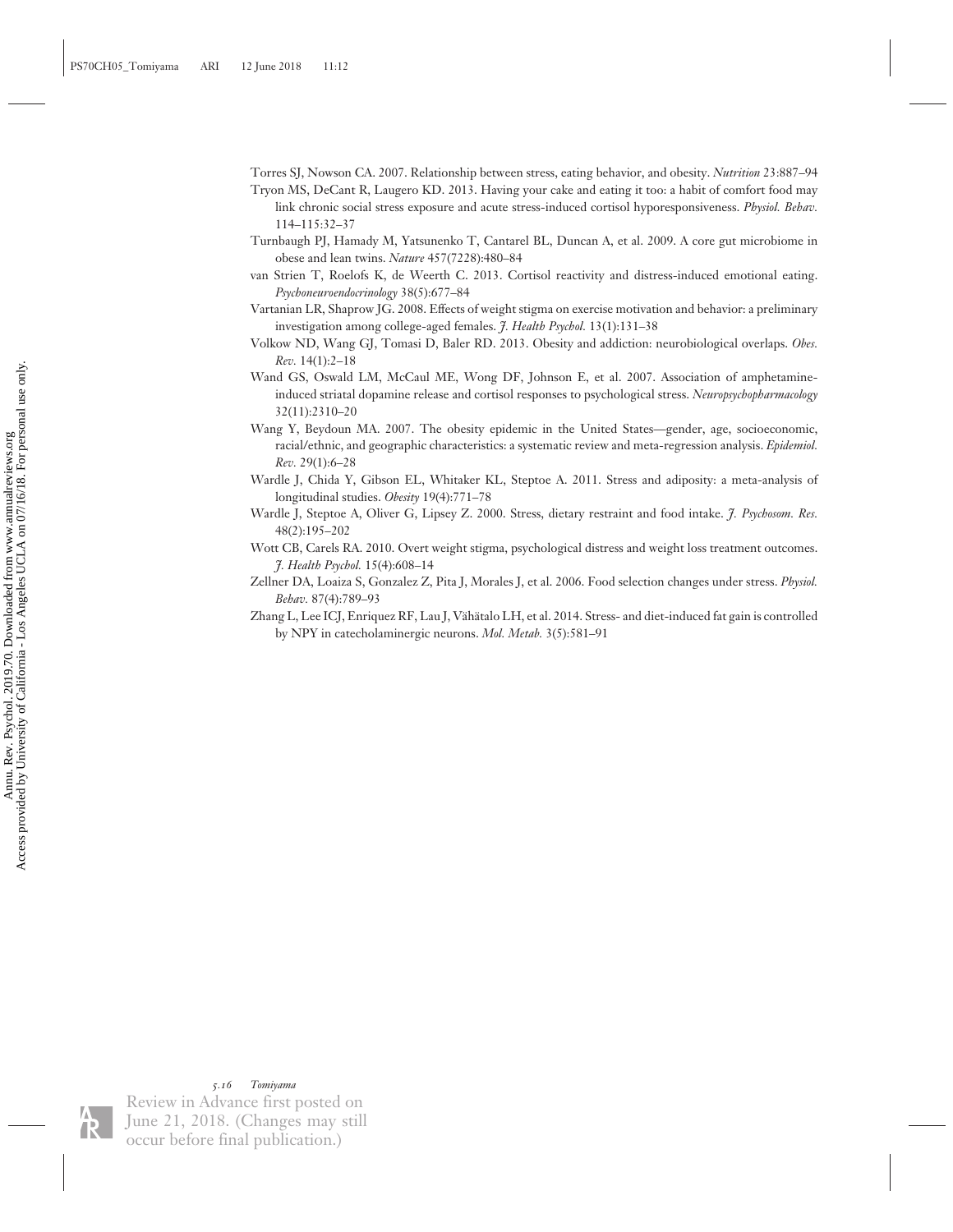Torres SJ, Nowson CA. 2007. Relationship between stress, eating behavior, and obesity. *Nutrition* 23:887–94

Tryon MS, DeCant R, Laugero KD. 2013. Having your cake and eating it too: a habit of comfort food may link chronic social stress exposure and acute stress-induced cortisol hyporesponsiveness. *Physiol. Behav.* 114–115:32–37

Turnbaugh PJ, Hamady M, Yatsunenko T, Cantarel BL, Duncan A, et al. 2009. A core gut microbiome in obese and lean twins. *Nature* 457(7228):480–84

van Strien T, Roelofs K, de Weerth C. 2013. Cortisol reactivity and distress-induced emotional eating. *Psychoneuroendocrinology* 38(5):677–84

Vartanian LR, Shaprow JG. 2008. Effects of weight stigma on exercise motivation and behavior: a preliminary investigation among college-aged females. *J. Health Psychol.* 13(1):131–38

Volkow ND, Wang GJ, Tomasi D, Baler RD. 2013. Obesity and addiction: neurobiological overlaps. *Obes. Rev.* 14(1):2–18

Wand GS, Oswald LM, McCaul ME, Wong DF, Johnson E, et al. 2007. Association of amphetamine-induced striatal dopamine release and cortisol responses to psychological stress. *Neuropsychopharmacology* 32(11):2310–20

Wang Y, Beydoun MA. 2007. The obesity epidemic in the United States—gender, age, socioeconomic, racial/ethnic, and geographic characteristics: a systematic review and meta-regression analysis. *Epidemiol. Rev.* 29(1):6–28

Wardle J, Chida Y, Gibson EL, Whitaker KL, Steptoe A. 2011. Stress and adiposity: a meta-analysis of longitudinal studies. *Obesity* 19(4):771–78

Wardle J, Steptoe A, Oliver G, Lipsey Z. 2000. Stress, dietary restraint and food intake. *J. Psychosom. Res.* 48(2):195–202

Wott CB, Carels RA. 2010. Overt weight stigma, psychological distress and weight loss treatment outcomes. *J. Health Psychol.* 15(4):608–14

Zellner DA, Loaiza S, Gonzalez Z, Pita J, Morales J, et al. 2006. Food selection changes under stress. *Physiol. Behav.* 87(4):789–93

Zhang L, Lee ICJ, Enriquez RF, Lau J, Vähätalo LH, et al. 2014. Stress- and diet-induced fat gain is controlled by NPY in catecholaminergic neurons. *Mol. Metab.* 3(5):581–91